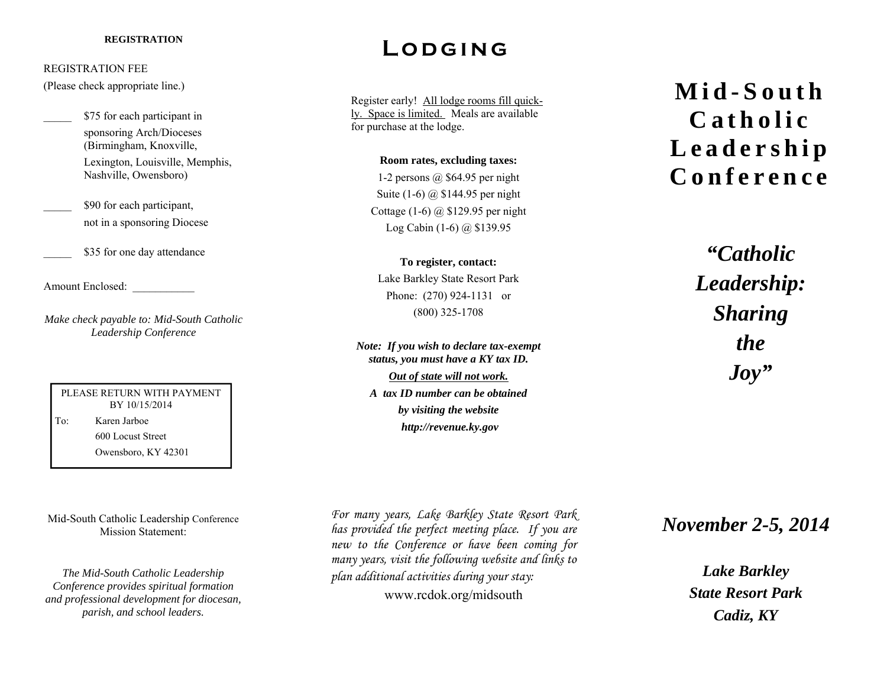**REGISTRATION**

REGISTRATION FEE

(Please check appropriate line.)

_____ $75 for each participant in sponsoring Arch/Dioceses (Birmingham, Knoxville, Lexington, Louisville, Memphis, Nashville, Owensboro)

_____ $90 for each participant, not in a sponsoring Diocese

_____ $35 for one day attendance

Amount Enclosed: ___________

*Make check payable to: Mid-South Catholic Leadership Conference*

PLEASE RETURN WITH PAYMENT BY 10/15/2014

To: Karen Jarboe
600 Locust Street
Owensboro, KY 42301

Mid-South Catholic Leadership Conference Mission Statement:

*The Mid-South Catholic Leadership Conference provides spiritual formation and professional development for diocesan, parish, and school leaders.*

# Lodging

Register early! All lodge rooms fill quickly. Space is limited. Meals are available for purchase at the lodge.

**Room rates, excluding taxes:**

1-2 persons @ $64.95 per night
Suite (1-6) @ $144.95 per night
Cottage (1-6) @ $129.95 per night
Log Cabin (1-6) @ $139.95

**To register, contact:**

Lake Barkley State Resort Park
Phone: (270) 924-1131 or
(800) 325-1708

***Note: If you wish to declare tax-exempt status, you must have a KY tax ID.***

***Out of state will not work.***

***A tax ID number can be obtained by visiting the website http://revenue.ky.gov***

*For many years, Lake Barkley State Resort Park has provided the perfect meeting place. If you are new to the Conference or have been coming for many years, visit the following website and links to plan additional activities during your stay:*

www.rcdok.org/midsouth

# Mid-South Catholic Leadership Conference

## *"Catholic Leadership: Sharing the Joy"*

***November 2-5, 2014***

***Lake Barkley State Resort Park Cadiz, KY***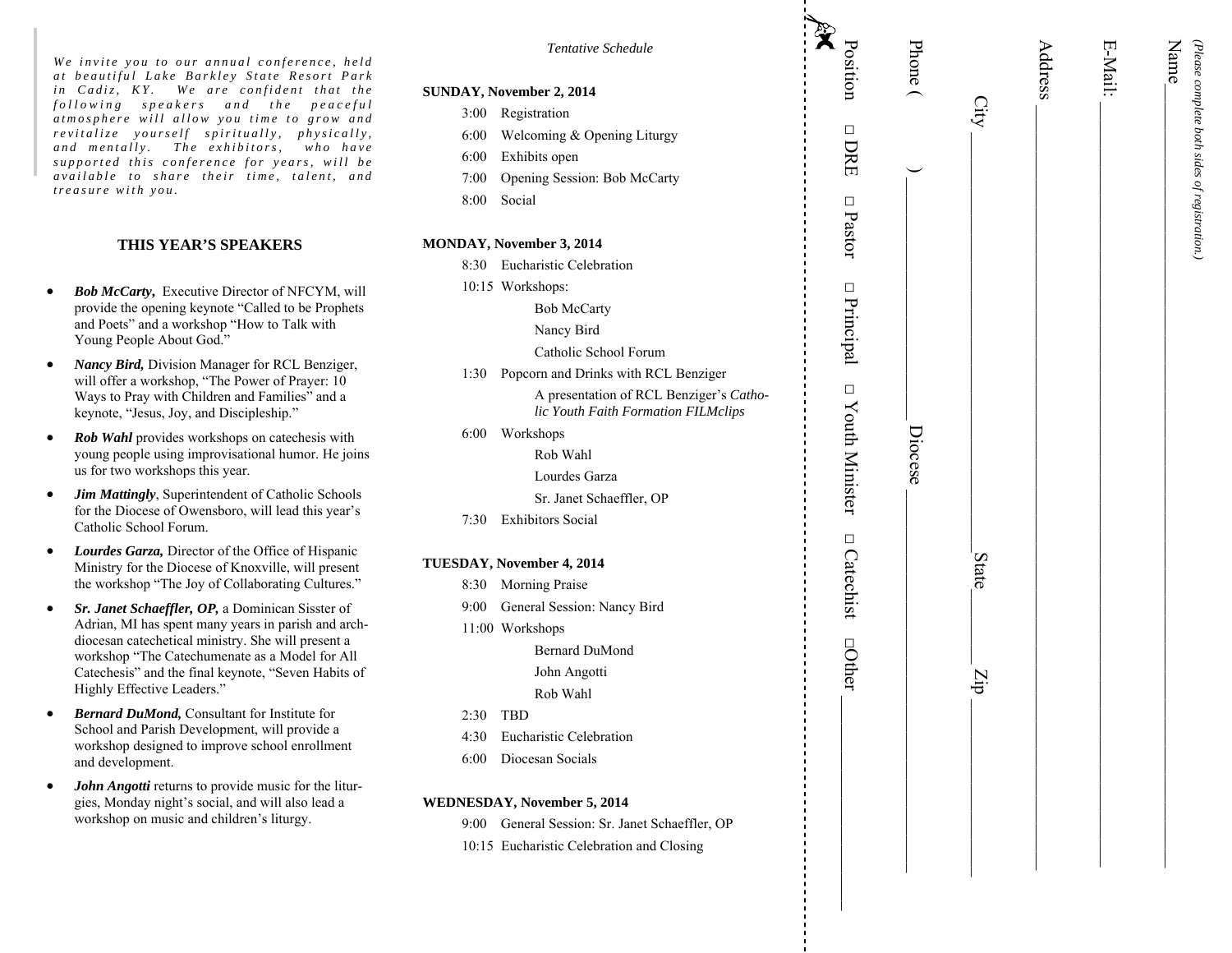*We invite you to our annual conference, held at beautiful Lake Barkley State Resort Park in Cadiz, KY. We are confident that the following speakers and the peaceful atmosphere will allow you time to grow and revitalize yourself spiritually, physically, and mentally. The exhibitors, who have supported this conference for years, will be available to share their time, talent, and treasure with you.*

## THIS YEAR'S SPEAKERS

- ***Bob McCarty,*** Executive Director of NFCYM, will provide the opening keynote "Called to be Prophets and Poets" and a workshop "How to Talk with Young People About God."
- ***Nancy Bird,*** Division Manager for RCL Benziger, will offer a workshop, "The Power of Prayer: 10 Ways to Pray with Children and Families" and a keynote, "Jesus, Joy, and Discipleship."
- ***Rob Wahl*** provides workshops on catechesis with young people using improvisational humor. He joins us for two workshops this year.
- ***Jim Mattingly***, Superintendent of Catholic Schools for the Diocese of Owensboro, will lead this year's Catholic School Forum.
- ***Lourdes Garza,*** Director of the Office of Hispanic Ministry for the Diocese of Knoxville, will present the workshop "The Joy of Collaborating Cultures."
- ***Sr. Janet Schaeffler, OP,*** a Dominican Sisster of Adrian, MI has spent many years in parish and archdiocesan catechetical ministry. She will present a workshop "The Catechumenate as a Model for All Catechesis" and the final keynote, "Seven Habits of Highly Effective Leaders."
- ***Bernard DuMond,*** Consultant for Institute for School and Parish Development, will provide a workshop designed to improve school enrollment and development.
- ***John Angotti*** returns to provide music for the liturgies, Monday night's social, and will also lead a workshop on music and children's liturgy.

*Tentative Schedule*

**SUNDAY, November 2, 2014**

- 3:00 Registration
- 6:00 Welcoming & Opening Liturgy
- 6:00 Exhibits open
- 7:00 Opening Session: Bob McCarty
- 8:00 Social

**MONDAY, November 3, 2014**

- 8:30 Eucharistic Celebration
- 10:15 Workshops:
  - Bob McCarty
  - Nancy Bird
  - Catholic School Forum
- 1:30 Popcorn and Drinks with RCL Benziger
  - A presentation of RCL Benziger's *Catholic Youth Faith Formation FILMclips*
- 6:00 Workshops
  - Rob Wahl
  - Lourdes Garza
  - Sr. Janet Schaeffler, OP
- 7:30 Exhibitors Social

**TUESDAY, November 4, 2014**

- 8:30 Morning Praise
- 9:00 General Session: Nancy Bird
- 11:00 Workshops
  - Bernard DuMond
  - John Angotti
  - Rob Wahl
- 2:30 TBD
- 4:30 Eucharistic Celebration
- 6:00 Diocesan Socials

**WEDNESDAY, November 5, 2014**

- 9:00 General Session: Sr. Janet Schaeffler, OP
- 10:15 Eucharistic Celebration and Closing

*(Please complete both sides of registration.)*

Name ______________________________

E-Mail: ______________________________

Address ______________________________

City ______________ State ______ Zip ______

Phone ( ) ______________ Diocese ______________

Position □ DRE □ Pastor □ Principal □ Youth Minister □ Catechist □Other ______________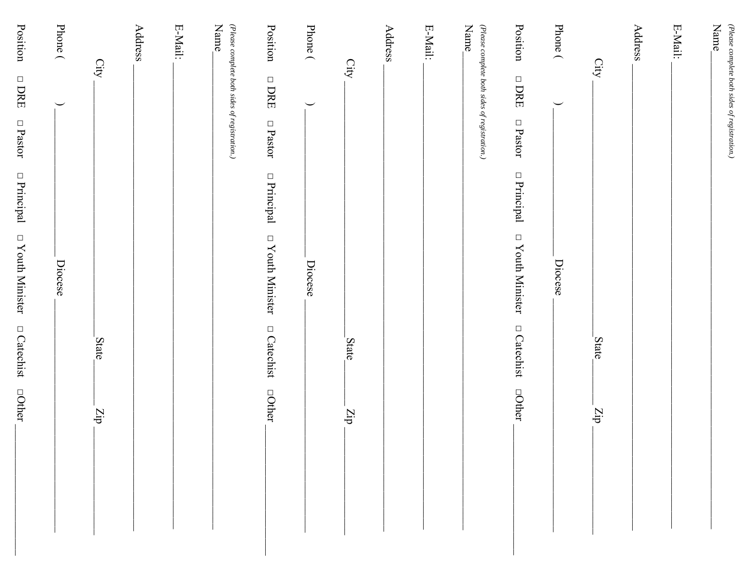*(Please complete both sides of registration.)*

Name ______________________________________________

E-Mail: ____________________________________________

Address ____________________________________________

City ______________________ State _______ Zip __________

Phone (        ) ______________ Diocese ______________

Position ☐ DRE ☐ Pastor ☐ Principal ☐ Youth Minister ☐ Catechist ☐Other ______________

*(Please complete both sides of registration.)*

Name ______________________________________________

E-Mail: ____________________________________________

Address ____________________________________________

City ______________________ State _______ Zip __________

Phone (        ) ______________ Diocese ______________

Position ☐ DRE ☐ Pastor ☐ Principal ☐ Youth Minister ☐ Catechist ☐Other ______________

*(Please complete both sides of registration.)*

Name ______________________________________________

E-Mail: ____________________________________________

Address ____________________________________________

City ______________________ State _______ Zip __________

Phone (        ) ______________ Diocese ______________

Position ☐ DRE ☐ Pastor ☐ Principal ☐ Youth Minister ☐ Catechist ☐Other ______________